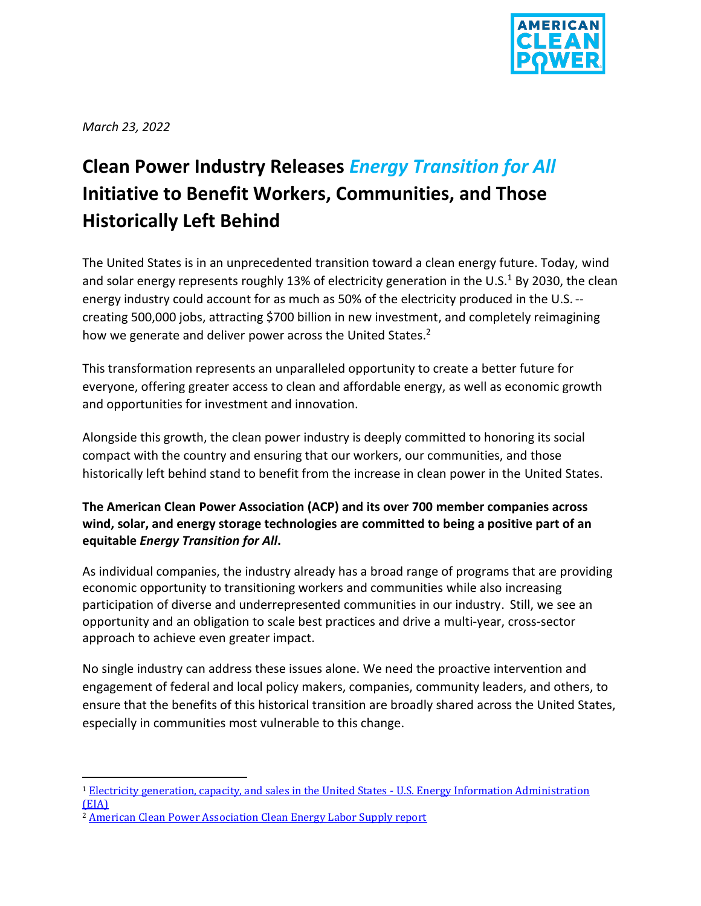March 23, 2022

# Clean Power Industry Releases *Energy Transition for All* Initiative to Benefit Workers, Communities, and Those Historically Left Behind

The United States is in an unprecedented transition toward a clean energy future. Today, wind and solar energy represents roughly 13% of electricity generation in the U.S.[1] By 2030, the clean energy industry could account for as much as 50% of the electricity produced in the U.S. -- creating 500,000 jobs, attracting $700 billion in new investment, and completely reimagining how we generate and deliver power across the United States.[2]

This transformation represents an unparalleled opportunity to create a better future for everyone, offering greater access to clean and affordable energy, as well as economic growth and opportunities for investment and innovation.

Alongside this growth, the clean power industry is deeply committed to honoring its social compact with the country and ensuring that our workers, our communities, and those historically left behind stand to benefit from the increase in clean power in the United States.

**The American Clean Power Association (ACP) and its over 700 member companies across wind, solar, and energy storage technologies are committed to being a positive part of an equitable *Energy Transition for All*.**

As individual companies, the industry already has a broad range of programs that are providing economic opportunity to transitioning workers and communities while also increasing participation of diverse and underrepresented communities in our industry. Still, we see an opportunity and an obligation to scale best practices and drive a multi-year, cross-sector approach to achieve even greater impact.

No single industry can address these issues alone. We need the proactive intervention and engagement of federal and local policy makers, companies, community leaders, and others, to ensure that the benefits of this historical transition are broadly shared across the United States, especially in communities most vulnerable to this change.

[1] Electricity generation, capacity, and sales in the United States - U.S. Energy Information Administration (EIA)

[2] American Clean Power Association Clean Energy Labor Supply report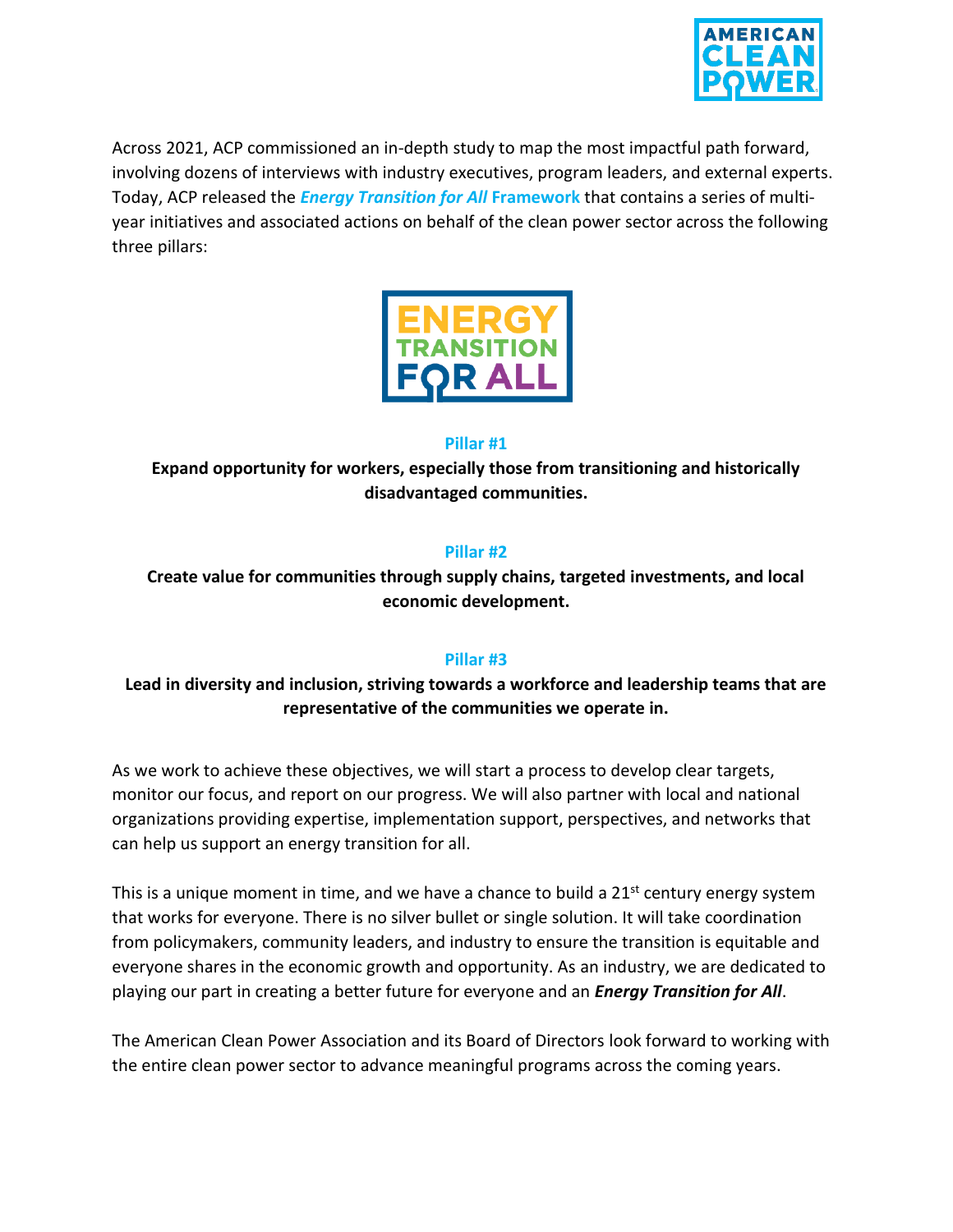Across 2021, ACP commissioned an in-depth study to map the most impactful path forward, involving dozens of interviews with industry executives, program leaders, and external experts. Today, ACP released the ***Energy Transition for All* Framework** that contains a series of multi-year initiatives and associated actions on behalf of the clean power sector across the following three pillars:

**Pillar #1**

**Expand opportunity for workers, especially those from transitioning and historically disadvantaged communities.**

**Pillar #2**

**Create value for communities through supply chains, targeted investments, and local economic development.**

**Pillar #3**

**Lead in diversity and inclusion, striving towards a workforce and leadership teams that are representative of the communities we operate in.**

As we work to achieve these objectives, we will start a process to develop clear targets, monitor our focus, and report on our progress. We will also partner with local and national organizations providing expertise, implementation support, perspectives, and networks that can help us support an energy transition for all.

This is a unique moment in time, and we have a chance to build a 21st century energy system that works for everyone. There is no silver bullet or single solution. It will take coordination from policymakers, community leaders, and industry to ensure the transition is equitable and everyone shares in the economic growth and opportunity. As an industry, we are dedicated to playing our part in creating a better future for everyone and an ***Energy Transition for All***.

The American Clean Power Association and its Board of Directors look forward to working with the entire clean power sector to advance meaningful programs across the coming years.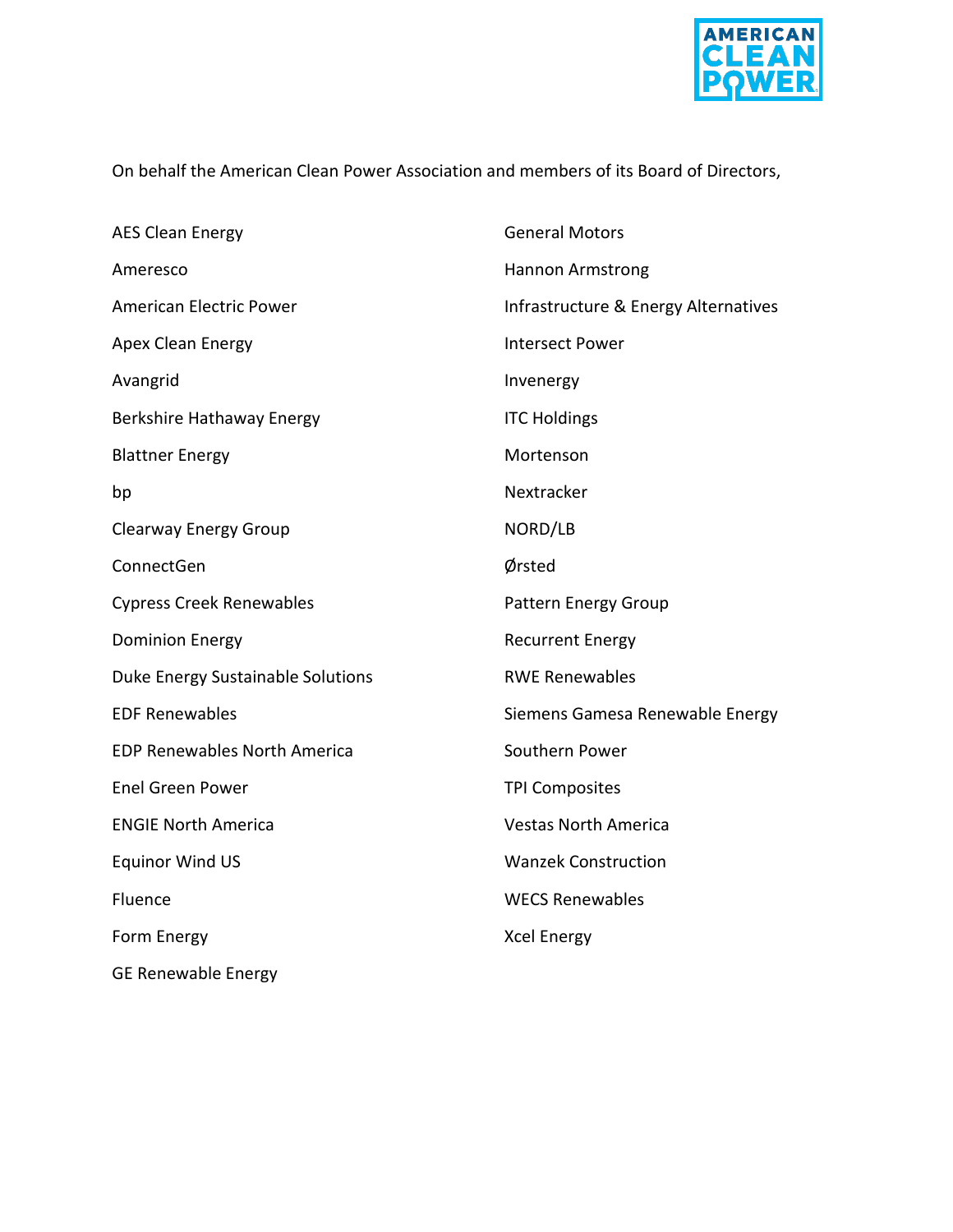On behalf the American Clean Power Association and members of its Board of Directors,

AES Clean Energy

Ameresco

American Electric Power

Apex Clean Energy

Avangrid

Berkshire Hathaway Energy

Blattner Energy

bp

Clearway Energy Group

ConnectGen

Cypress Creek Renewables

Dominion Energy

Duke Energy Sustainable Solutions

EDF Renewables

EDP Renewables North America

Enel Green Power

ENGIE North America

Equinor Wind US

Fluence

Form Energy

GE Renewable Energy

General Motors

Hannon Armstrong

Infrastructure & Energy Alternatives

Intersect Power

Invenergy

ITC Holdings

Mortenson

Nextracker

NORD/LB

Ørsted

Pattern Energy Group

Recurrent Energy

RWE Renewables

Siemens Gamesa Renewable Energy

Southern Power

TPI Composites

Vestas North America

Wanzek Construction

WECS Renewables

Xcel Energy